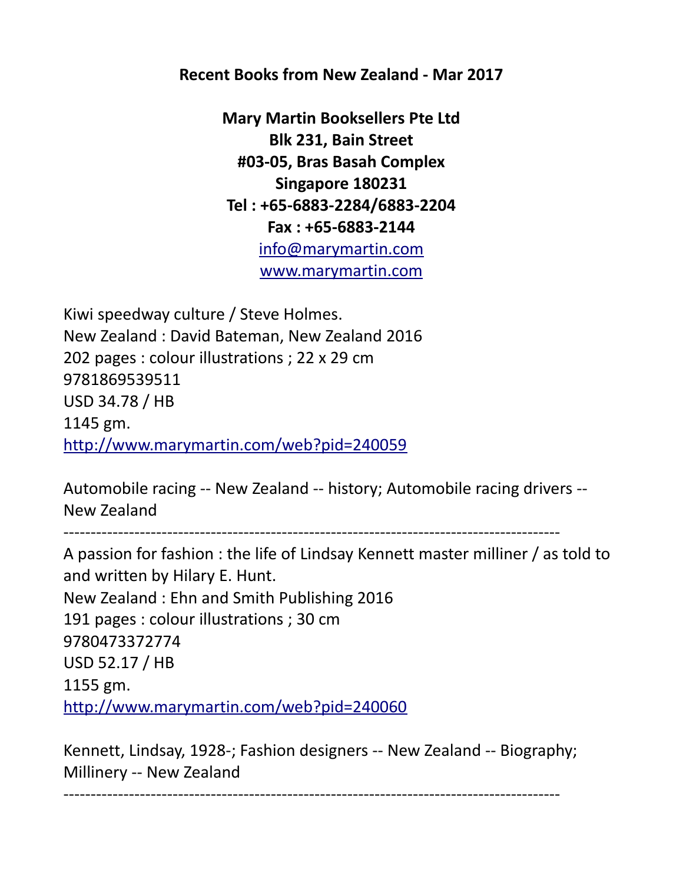**Recent Books from New Zealand - Mar 2017**

**Mary Martin Booksellers Pte Ltd**
**Blk 231, Bain Street**
**#03-05, Bras Basah Complex**
**Singapore 180231**
**Tel : +65-6883-2284/6883-2204**
**Fax : +65-6883-2144**
info@marymartin.com
www.marymartin.com

Kiwi speedway culture / Steve Holmes.
New Zealand : David Bateman, New Zealand 2016
202 pages : colour illustrations ; 22 x 29 cm
9781869539511
USD 34.78 / HB
1145 gm.
http://www.marymartin.com/web?pid=240059

Automobile racing -- New Zealand -- history; Automobile racing drivers -- New Zealand

-------------------------------------------------------------------------------------------

A passion for fashion : the life of Lindsay Kennett master milliner / as told to and written by Hilary E. Hunt.
New Zealand : Ehn and Smith Publishing 2016
191 pages : colour illustrations ; 30 cm
9780473372774
USD 52.17 / HB
1155 gm.
http://www.marymartin.com/web?pid=240060

Kennett, Lindsay, 1928-; Fashion designers -- New Zealand -- Biography; Millinery -- New Zealand

-------------------------------------------------------------------------------------------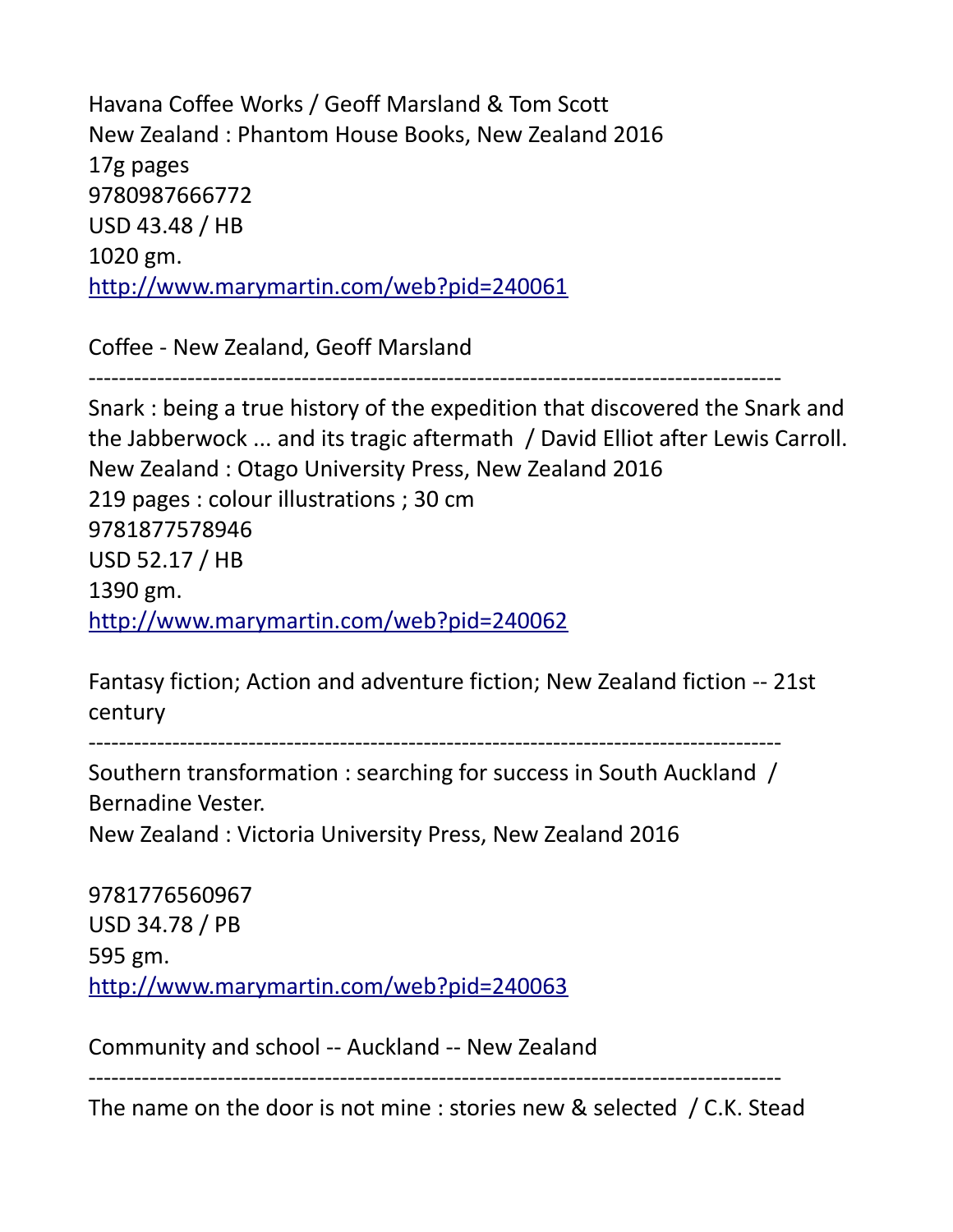Havana Coffee Works / Geoff Marsland & Tom Scott
New Zealand : Phantom House Books, New Zealand 2016
17g pages
9780987666772
USD 43.48 / HB
1020 gm.
http://www.marymartin.com/web?pid=240061

Coffee - New Zealand, Geoff Marsland

------------------------------------------------------------------------------------------

Snark : being a true history of the expedition that discovered the Snark and the Jabberwock ... and its tragic aftermath / David Elliot after Lewis Carroll.
New Zealand : Otago University Press, New Zealand 2016
219 pages : colour illustrations ; 30 cm
9781877578946
USD 52.17 / HB
1390 gm.
http://www.marymartin.com/web?pid=240062

Fantasy fiction; Action and adventure fiction; New Zealand fiction -- 21st century

------------------------------------------------------------------------------------------

Southern transformation : searching for success in South Auckland / Bernadine Vester.
New Zealand : Victoria University Press, New Zealand 2016

9781776560967
USD 34.78 / PB
595 gm.
http://www.marymartin.com/web?pid=240063

Community and school -- Auckland -- New Zealand

------------------------------------------------------------------------------------------

The name on the door is not mine : stories new & selected / C.K. Stead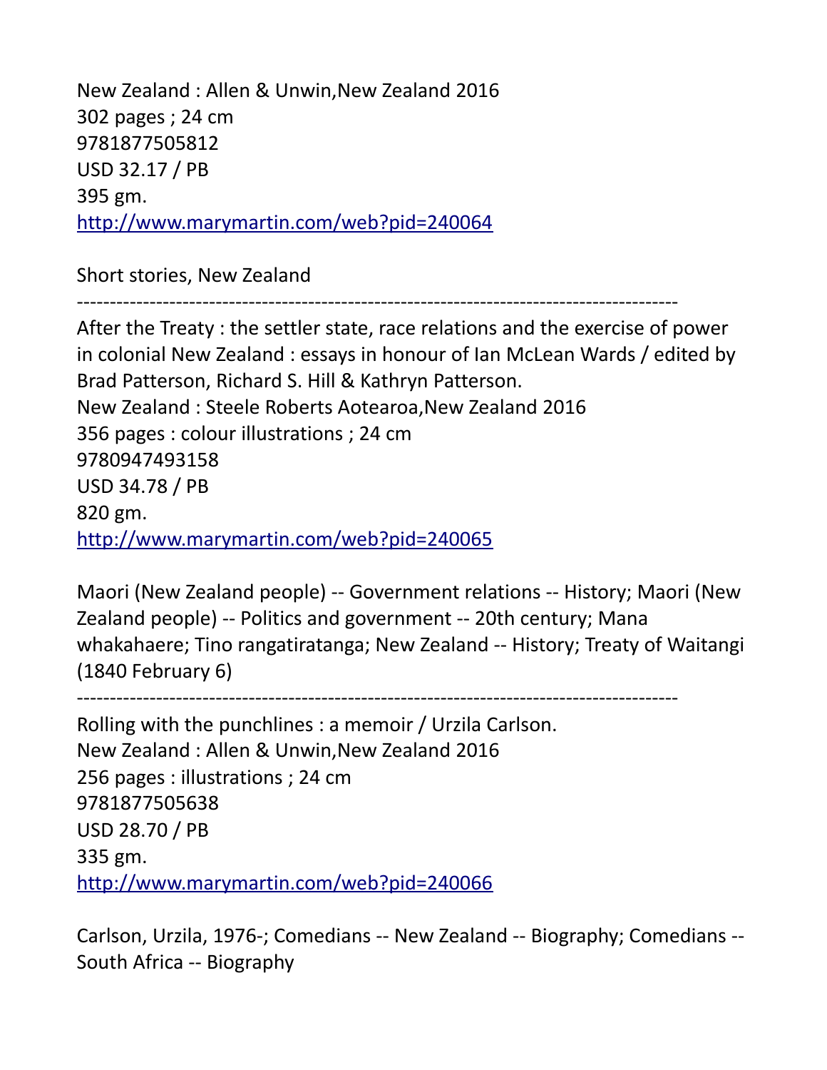New Zealand : Allen & Unwin,New Zealand 2016  
302 pages ; 24 cm  
9781877505812  
USD 32.17 / PB  
395 gm.  
http://www.marymartin.com/web?pid=240064

Short stories, New Zealand

-----------------------------------------------------------------------------------------

After the Treaty : the settler state, race relations and the exercise of power in colonial New Zealand : essays in honour of Ian McLean Wards / edited by Brad Patterson, Richard S. Hill & Kathryn Patterson.  
New Zealand : Steele Roberts Aotearoa,New Zealand 2016  
356 pages : colour illustrations ; 24 cm  
9780947493158  
USD 34.78 / PB  
820 gm.  
http://www.marymartin.com/web?pid=240065

Maori (New Zealand people) -- Government relations -- History; Maori (New Zealand people) -- Politics and government -- 20th century; Mana whakahaere; Tino rangatiratanga; New Zealand -- History; Treaty of Waitangi (1840 February 6)

-----------------------------------------------------------------------------------------

Rolling with the punchlines : a memoir / Urzila Carlson.  
New Zealand : Allen & Unwin,New Zealand 2016  
256 pages : illustrations ; 24 cm  
9781877505638  
USD 28.70 / PB  
335 gm.  
http://www.marymartin.com/web?pid=240066

Carlson, Urzila, 1976-; Comedians -- New Zealand -- Biography; Comedians -- South Africa -- Biography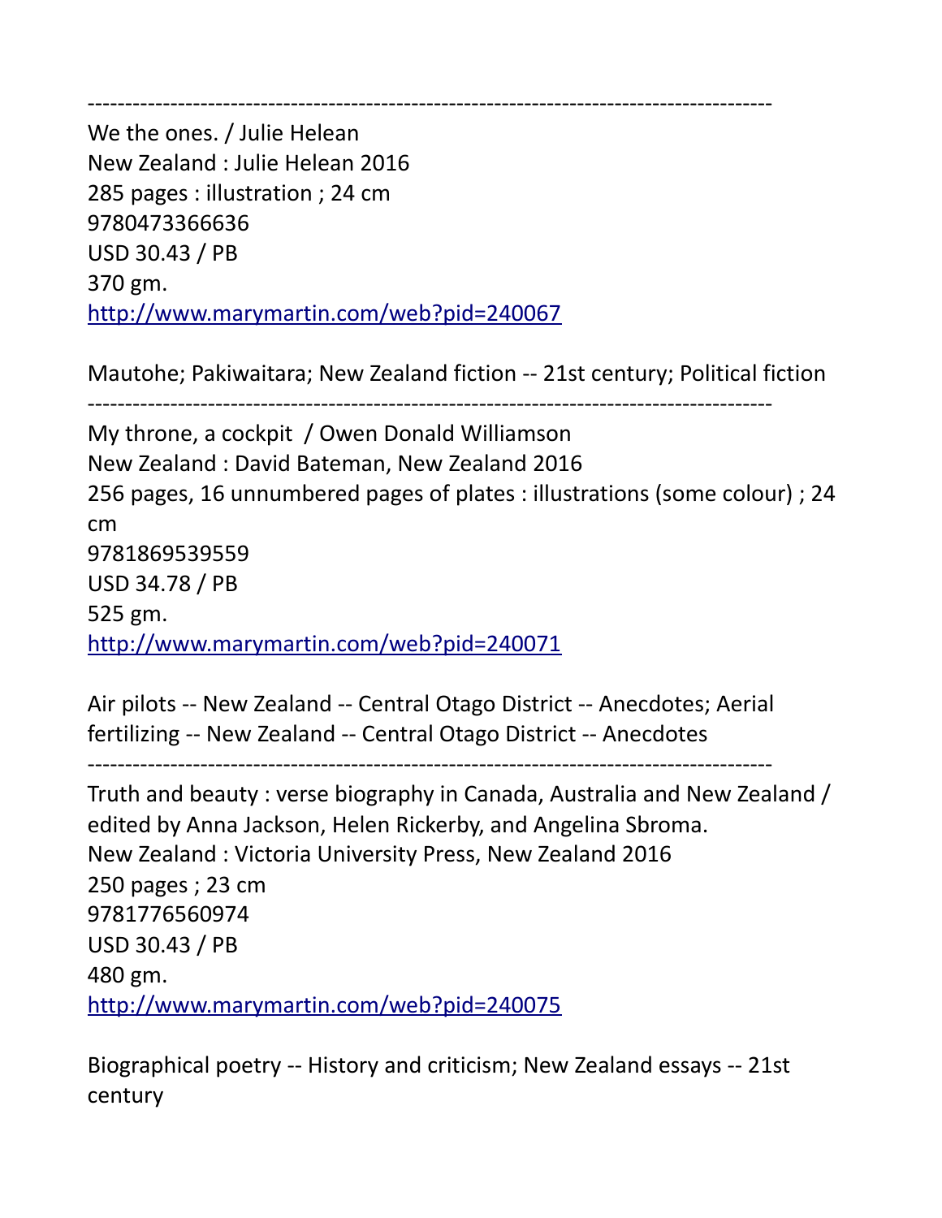------------------------------------------------------------------------------------------

We the ones. / Julie Helean
New Zealand : Julie Helean 2016
285 pages : illustration ; 24 cm
9780473366636
USD 30.43 / PB
370 gm.
http://www.marymartin.com/web?pid=240067

Mautohe; Pakiwaitara; New Zealand fiction -- 21st century; Political fiction

------------------------------------------------------------------------------------------

My throne, a cockpit / Owen Donald Williamson
New Zealand : David Bateman, New Zealand 2016
256 pages, 16 unnumbered pages of plates : illustrations (some colour) ; 24 cm
9781869539559
USD 34.78 / PB
525 gm.
http://www.marymartin.com/web?pid=240071

Air pilots -- New Zealand -- Central Otago District -- Anecdotes; Aerial fertilizing -- New Zealand -- Central Otago District -- Anecdotes

------------------------------------------------------------------------------------------

Truth and beauty : verse biography in Canada, Australia and New Zealand / edited by Anna Jackson, Helen Rickerby, and Angelina Sbroma.
New Zealand : Victoria University Press, New Zealand 2016
250 pages ; 23 cm
9781776560974
USD 30.43 / PB
480 gm.
http://www.marymartin.com/web?pid=240075

Biographical poetry -- History and criticism; New Zealand essays -- 21st century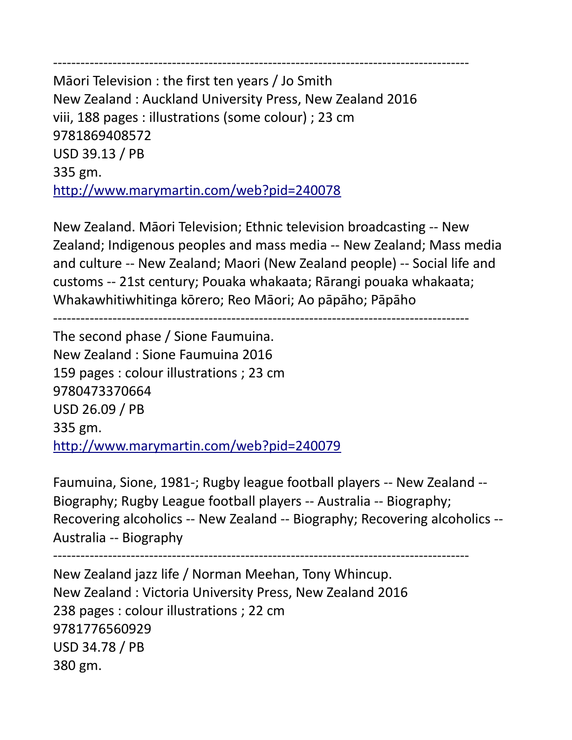------------------------------------------------------------------------------------------
Māori Television : the first ten years / Jo Smith
New Zealand : Auckland University Press, New Zealand 2016
viii, 188 pages : illustrations (some colour) ; 23 cm
9781869408572
USD 39.13 / PB
335 gm.
http://www.marymartin.com/web?pid=240078

New Zealand. Māori Television; Ethnic television broadcasting -- New Zealand; Indigenous peoples and mass media -- New Zealand; Mass media and culture -- New Zealand; Maori (New Zealand people) -- Social life and customs -- 21st century; Pouaka whakaata; Rārangi pouaka whakaata; Whakawhitiwhitinga kōrero; Reo Māori; Ao pāpāho; Pāpāho

------------------------------------------------------------------------------------------
The second phase / Sione Faumuina.
New Zealand : Sione Faumuina 2016
159 pages : colour illustrations ; 23 cm
9780473370664
USD 26.09 / PB
335 gm.
http://www.marymartin.com/web?pid=240079

Faumuina, Sione, 1981-; Rugby league football players -- New Zealand -- Biography; Rugby League football players -- Australia -- Biography; Recovering alcoholics -- New Zealand -- Biography; Recovering alcoholics -- Australia -- Biography

------------------------------------------------------------------------------------------
New Zealand jazz life / Norman Meehan, Tony Whincup.
New Zealand : Victoria University Press, New Zealand 2016
238 pages : colour illustrations ; 22 cm
9781776560929
USD 34.78 / PB
380 gm.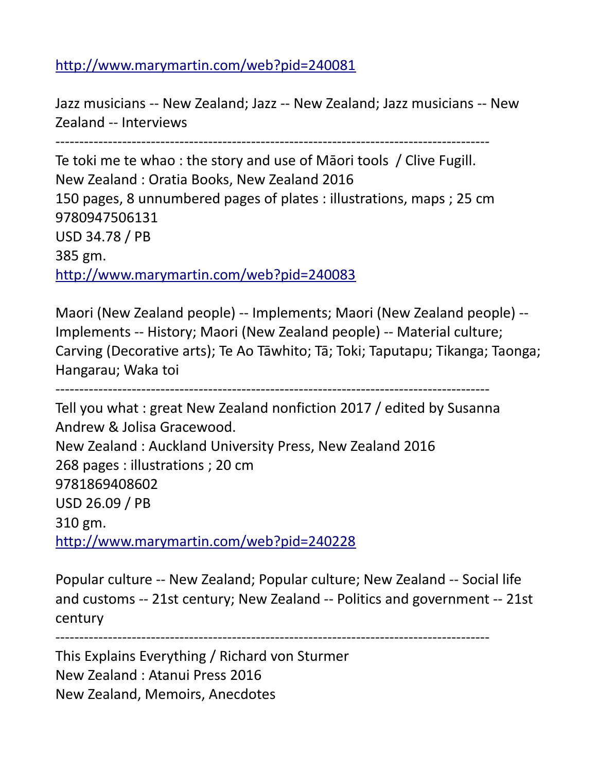http://www.marymartin.com/web?pid=240081

Jazz musicians -- New Zealand; Jazz -- New Zealand; Jazz musicians -- New Zealand -- Interviews

------------------------------------------------------------------------------------------

Te toki me te whao : the story and use of Māori tools / Clive Fugill.
New Zealand : Oratia Books, New Zealand 2016
150 pages, 8 unnumbered pages of plates : illustrations, maps ; 25 cm
9780947506131
USD 34.78 / PB
385 gm.
http://www.marymartin.com/web?pid=240083

Maori (New Zealand people) -- Implements; Maori (New Zealand people) -- Implements -- History; Maori (New Zealand people) -- Material culture; Carving (Decorative arts); Te Ao Tāwhito; Tā; Toki; Taputapu; Tikanga; Taonga; Hangarau; Waka toi

------------------------------------------------------------------------------------------

Tell you what : great New Zealand nonfiction 2017 / edited by Susanna Andrew & Jolisa Gracewood.
New Zealand : Auckland University Press, New Zealand 2016
268 pages : illustrations ; 20 cm
9781869408602
USD 26.09 / PB
310 gm.
http://www.marymartin.com/web?pid=240228

Popular culture -- New Zealand; Popular culture; New Zealand -- Social life and customs -- 21st century; New Zealand -- Politics and government -- 21st century

------------------------------------------------------------------------------------------

This Explains Everything / Richard von Sturmer
New Zealand : Atanui Press 2016
New Zealand, Memoirs, Anecdotes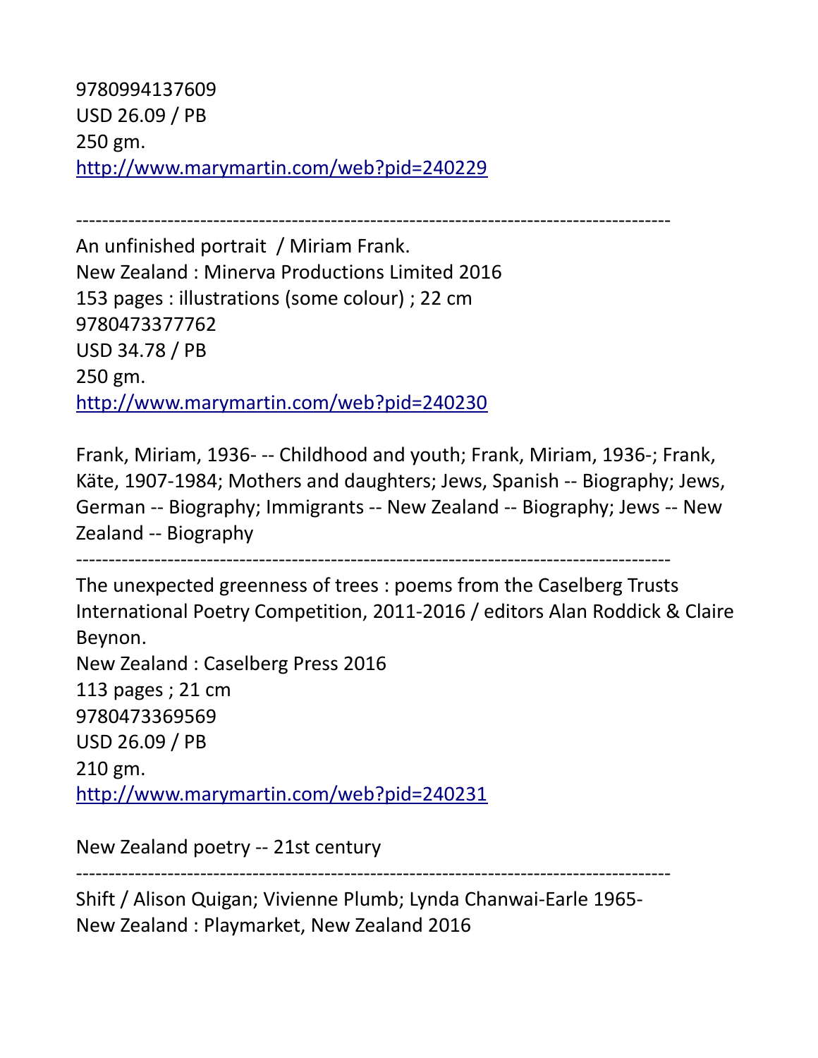9780994137609
USD 26.09 / PB
250 gm.
http://www.marymartin.com/web?pid=240229

------------------------------------------------------------------------------------------

An unfinished portrait / Miriam Frank.
New Zealand : Minerva Productions Limited 2016
153 pages : illustrations (some colour) ; 22 cm
9780473377762
USD 34.78 / PB
250 gm.
http://www.marymartin.com/web?pid=240230

Frank, Miriam, 1936- -- Childhood and youth; Frank, Miriam, 1936-; Frank, Käte, 1907-1984; Mothers and daughters; Jews, Spanish -- Biography; Jews, German -- Biography; Immigrants -- New Zealand -- Biography; Jews -- New Zealand -- Biography

------------------------------------------------------------------------------------------

The unexpected greenness of trees : poems from the Caselberg Trusts International Poetry Competition, 2011-2016 / editors Alan Roddick & Claire Beynon.
New Zealand : Caselberg Press 2016
113 pages ; 21 cm
9780473369569
USD 26.09 / PB
210 gm.
http://www.marymartin.com/web?pid=240231

New Zealand poetry -- 21st century

------------------------------------------------------------------------------------------

Shift / Alison Quigan; Vivienne Plumb; Lynda Chanwai-Earle 1965-
New Zealand : Playmarket, New Zealand 2016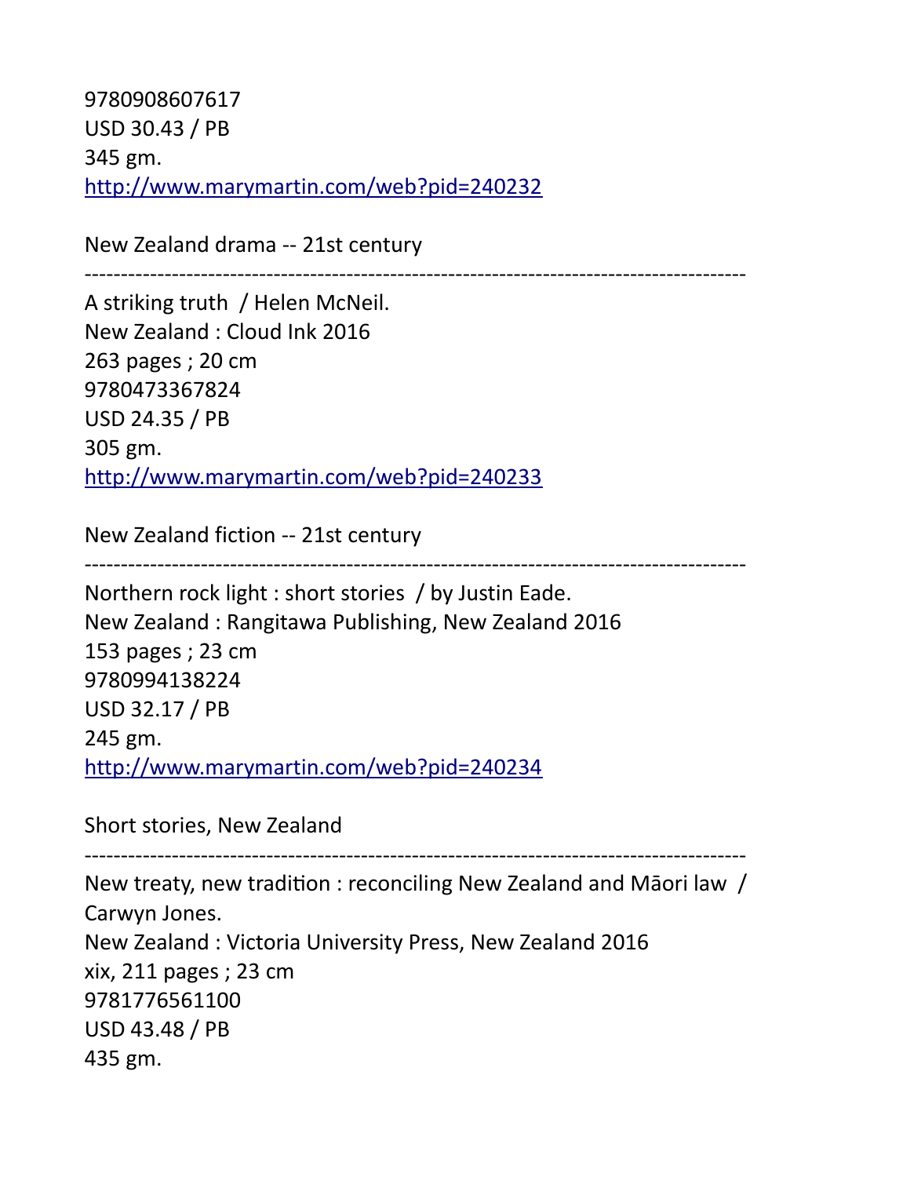9780908607617
USD 30.43 / PB
345 gm.
http://www.marymartin.com/web?pid=240232

New Zealand drama -- 21st century

-------------------------------------------------------------------------------------------

A striking truth / Helen McNeil.
New Zealand : Cloud Ink 2016
263 pages ; 20 cm
9780473367824
USD 24.35 / PB
305 gm.
http://www.marymartin.com/web?pid=240233

New Zealand fiction -- 21st century

-------------------------------------------------------------------------------------------

Northern rock light : short stories / by Justin Eade.
New Zealand : Rangitawa Publishing, New Zealand 2016
153 pages ; 23 cm
9780994138224
USD 32.17 / PB
245 gm.
http://www.marymartin.com/web?pid=240234

Short stories, New Zealand

-------------------------------------------------------------------------------------------

New treaty, new tradition : reconciling New Zealand and Māori law / Carwyn Jones.
New Zealand : Victoria University Press, New Zealand 2016
xix, 211 pages ; 23 cm
9781776561100
USD 43.48 / PB
435 gm.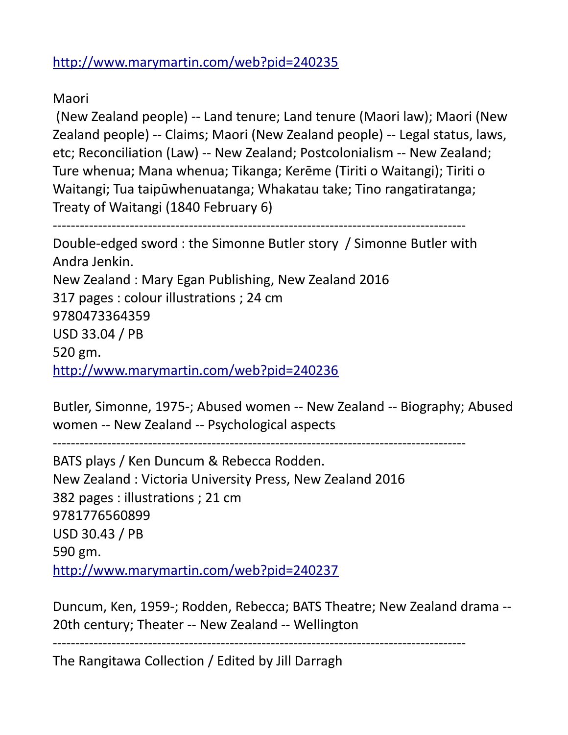http://www.marymartin.com/web?pid=240235

Maori
(New Zealand people) -- Land tenure; Land tenure (Maori law); Maori (New Zealand people) -- Claims; Maori (New Zealand people) -- Legal status, laws, etc; Reconciliation (Law) -- New Zealand; Postcolonialism -- New Zealand; Ture whenua; Mana whenua; Tikanga; Kerēme (Tiriti o Waitangi); Tiriti o Waitangi; Tua taipūwhenuatanga; Whakatau take; Tino rangatiratanga; Treaty of Waitangi (1840 February 6)

---------------------------------------------------------------------------------------------

Double-edged sword : the Simonne Butler story / Simonne Butler with Andra Jenkin.
New Zealand : Mary Egan Publishing, New Zealand 2016
317 pages : colour illustrations ; 24 cm
9780473364359
USD 33.04 / PB
520 gm.
http://www.marymartin.com/web?pid=240236

Butler, Simonne, 1975-; Abused women -- New Zealand -- Biography; Abused women -- New Zealand -- Psychological aspects

---------------------------------------------------------------------------------------------

BATS plays / Ken Duncum & Rebecca Rodden.
New Zealand : Victoria University Press, New Zealand 2016
382 pages : illustrations ; 21 cm
9781776560899
USD 30.43 / PB
590 gm.
http://www.marymartin.com/web?pid=240237

Duncum, Ken, 1959-; Rodden, Rebecca; BATS Theatre; New Zealand drama -- 20th century; Theater -- New Zealand -- Wellington

---------------------------------------------------------------------------------------------

The Rangitawa Collection / Edited by Jill Darragh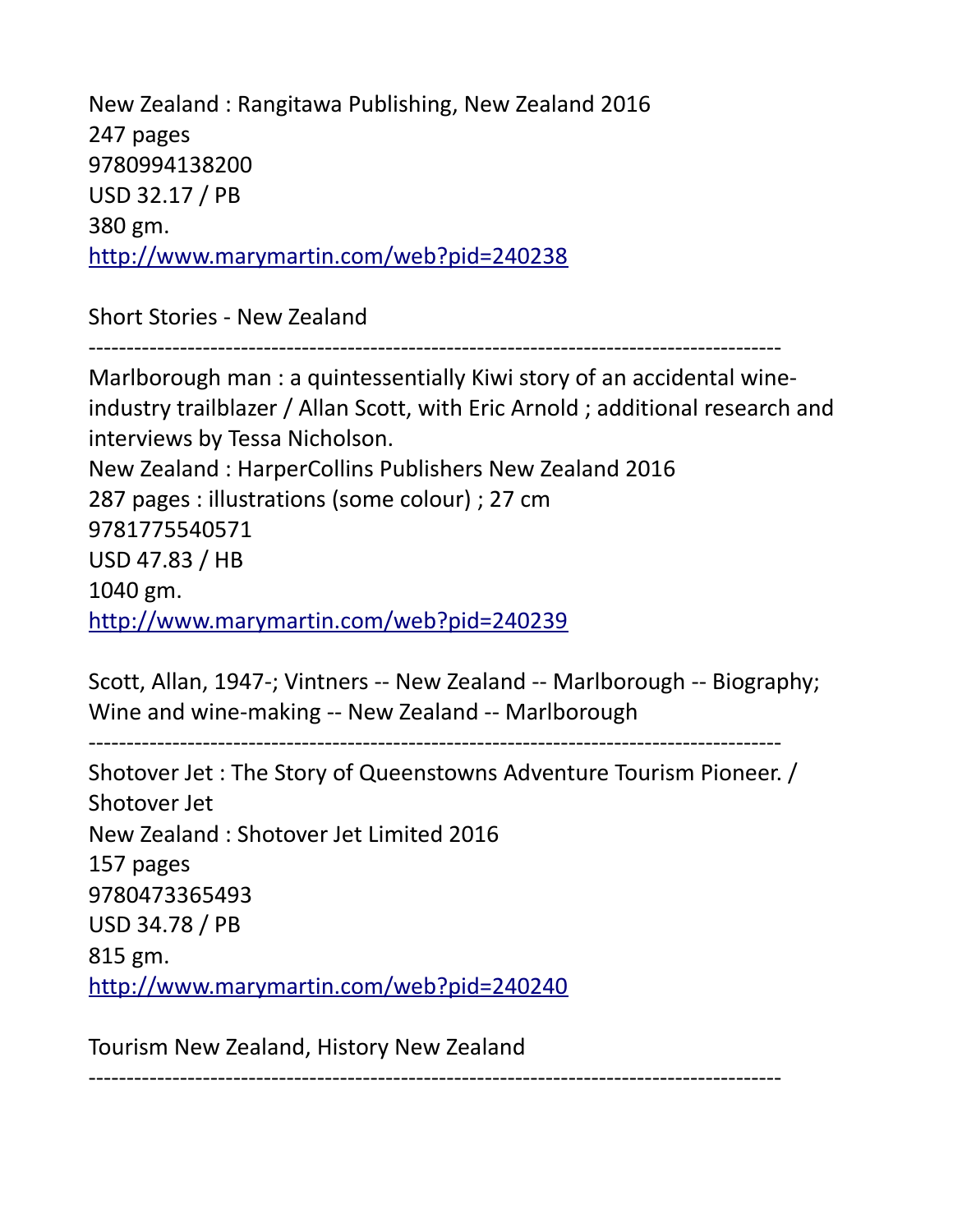New Zealand : Rangitawa Publishing, New Zealand 2016
247 pages
9780994138200
USD 32.17 / PB
380 gm.
http://www.marymartin.com/web?pid=240238

Short Stories - New Zealand

-----------------------------------------------------------------------------------------

Marlborough man : a quintessentially Kiwi story of an accidental wine-industry trailblazer / Allan Scott, with Eric Arnold ; additional research and interviews by Tessa Nicholson.
New Zealand : HarperCollins Publishers New Zealand 2016
287 pages : illustrations (some colour) ; 27 cm
9781775540571
USD 47.83 / HB
1040 gm.
http://www.marymartin.com/web?pid=240239

Scott, Allan, 1947-; Vintners -- New Zealand -- Marlborough -- Biography; Wine and wine-making -- New Zealand -- Marlborough

-----------------------------------------------------------------------------------------

Shotover Jet : The Story of Queenstowns Adventure Tourism Pioneer. / Shotover Jet
New Zealand : Shotover Jet Limited 2016
157 pages
9780473365493
USD 34.78 / PB
815 gm.
http://www.marymartin.com/web?pid=240240

Tourism New Zealand, History New Zealand

-----------------------------------------------------------------------------------------